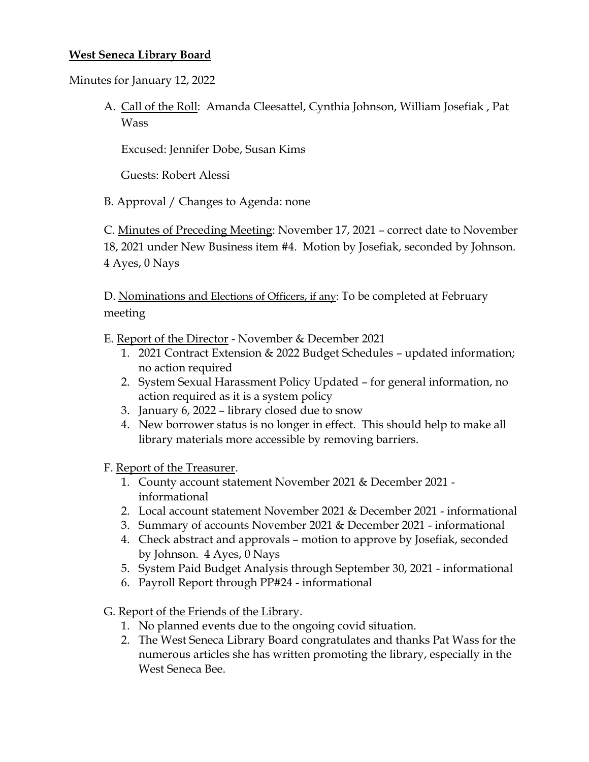**West Seneca Library Board**

Minutes for January 12, 2022

A. Call of the Roll: Amanda Cleesattel, Cynthia Johnson, William Josefiak , Pat Wass

   Excused: Jennifer Dobe, Susan Kims

   Guests: Robert Alessi

B. Approval / Changes to Agenda: none

C. Minutes of Preceding Meeting: November 17, 2021 – correct date to November 18, 2021 under New Business item #4. Motion by Josefiak, seconded by Johnson. 4 Ayes, 0 Nays

D. Nominations and Elections of Officers, if any: To be completed at February meeting

E. Report of the Director - November & December 2021
   1. 2021 Contract Extension & 2022 Budget Schedules – updated information; no action required
   2. System Sexual Harassment Policy Updated – for general information, no action required as it is a system policy
   3. January 6, 2022 – library closed due to snow
   4. New borrower status is no longer in effect. This should help to make all library materials more accessible by removing barriers.

F. Report of the Treasurer.
   1. County account statement November 2021 & December 2021 - informational
   2. Local account statement November 2021 & December 2021 - informational
   3. Summary of accounts November 2021 & December 2021 - informational
   4. Check abstract and approvals – motion to approve by Josefiak, seconded by Johnson. 4 Ayes, 0 Nays
   5. System Paid Budget Analysis through September 30, 2021 - informational
   6. Payroll Report through PP#24 - informational

G. Report of the Friends of the Library.
   1. No planned events due to the ongoing covid situation.
   2. The West Seneca Library Board congratulates and thanks Pat Wass for the numerous articles she has written promoting the library, especially in the West Seneca Bee.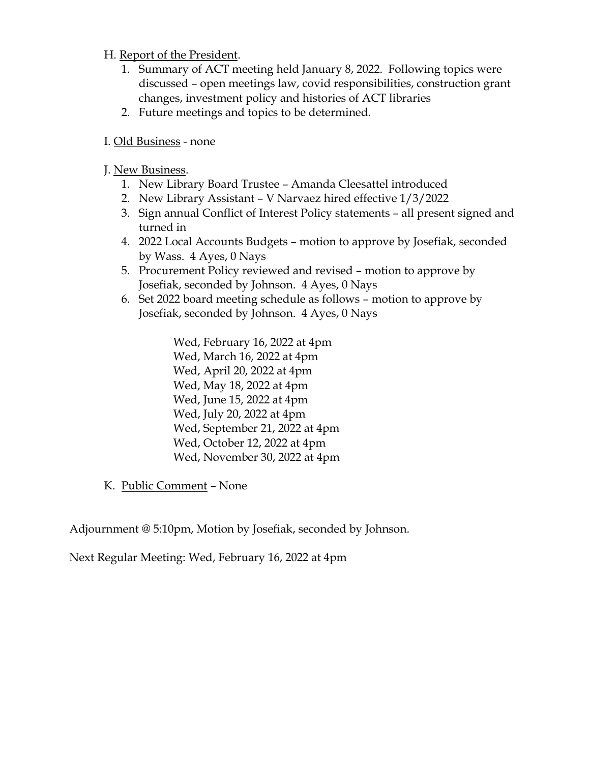H. <u>Report of the President</u>.

1. Summary of ACT meeting held January 8, 2022. Following topics were discussed – open meetings law, covid responsibilities, construction grant changes, investment policy and histories of ACT libraries
2. Future meetings and topics to be determined.

I. <u>Old Business</u> - none

J. <u>New Business</u>.

1. New Library Board Trustee – Amanda Cleesattel introduced
2. New Library Assistant – V Narvaez hired effective 1/3/2022
3. Sign annual Conflict of Interest Policy statements – all present signed and turned in
4. 2022 Local Accounts Budgets – motion to approve by Josefiak, seconded by Wass. 4 Ayes, 0 Nays
5. Procurement Policy reviewed and revised – motion to approve by Josefiak, seconded by Johnson. 4 Ayes, 0 Nays
6. Set 2022 board meeting schedule as follows – motion to approve by Josefiak, seconded by Johnson. 4 Ayes, 0 Nays

    Wed, February 16, 2022 at 4pm
    Wed, March 16, 2022 at 4pm
    Wed, April 20, 2022 at 4pm
    Wed, May 18, 2022 at 4pm
    Wed, June 15, 2022 at 4pm
    Wed, July 20, 2022 at 4pm
    Wed, September 21, 2022 at 4pm
    Wed, October 12, 2022 at 4pm
    Wed, November 30, 2022 at 4pm

K. <u>Public Comment</u> – None

Adjournment @ 5:10pm, Motion by Josefiak, seconded by Johnson.

Next Regular Meeting: Wed, February 16, 2022 at 4pm